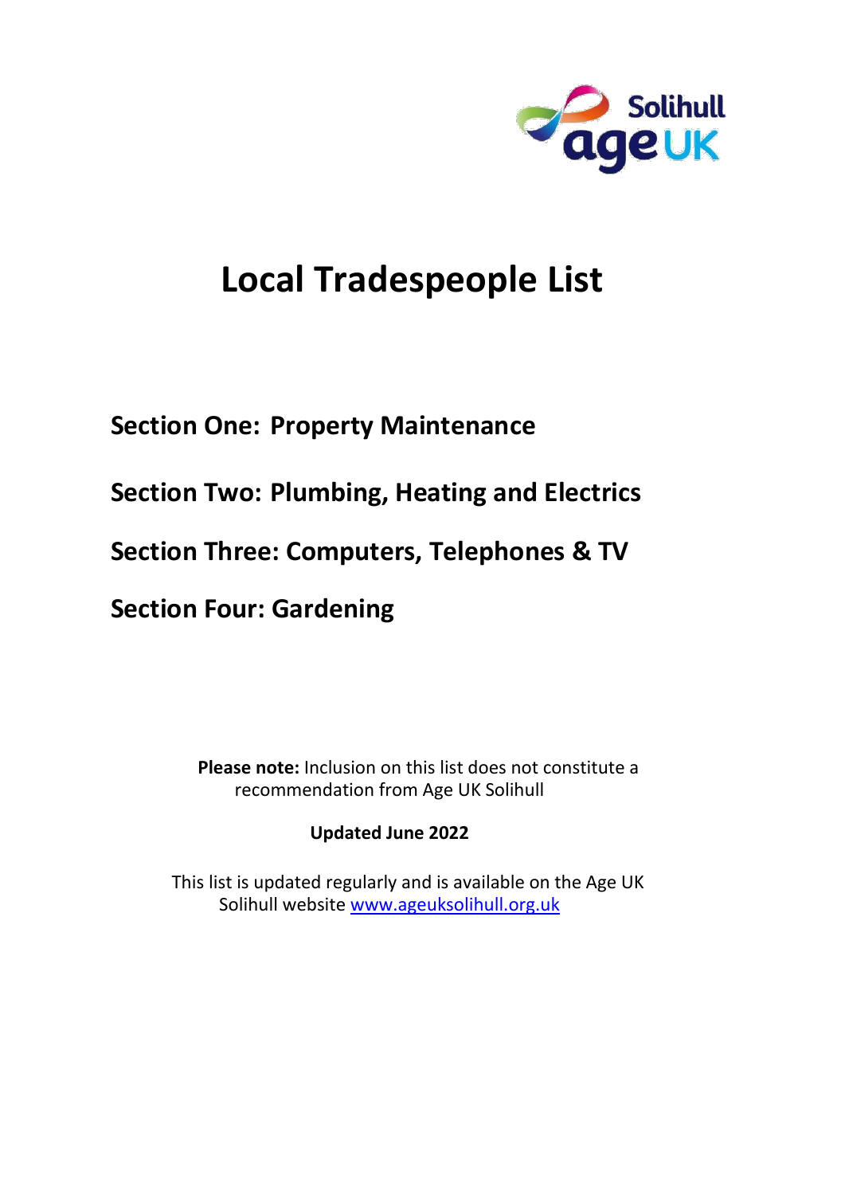Solihull Age UK

# Local Tradespeople List

## Section One: Property Maintenance

## Section Two: Plumbing, Heating and Electrics

## Section Three: Computers, Telephones & TV

## Section Four: Gardening

**Please note:** Inclusion on this list does not constitute a recommendation from Age UK Solihull

**Updated June 2022**

This list is updated regularly and is available on the Age UK Solihull website [www.ageuksolihull.org.uk](http://www.ageuksolihull.org.uk)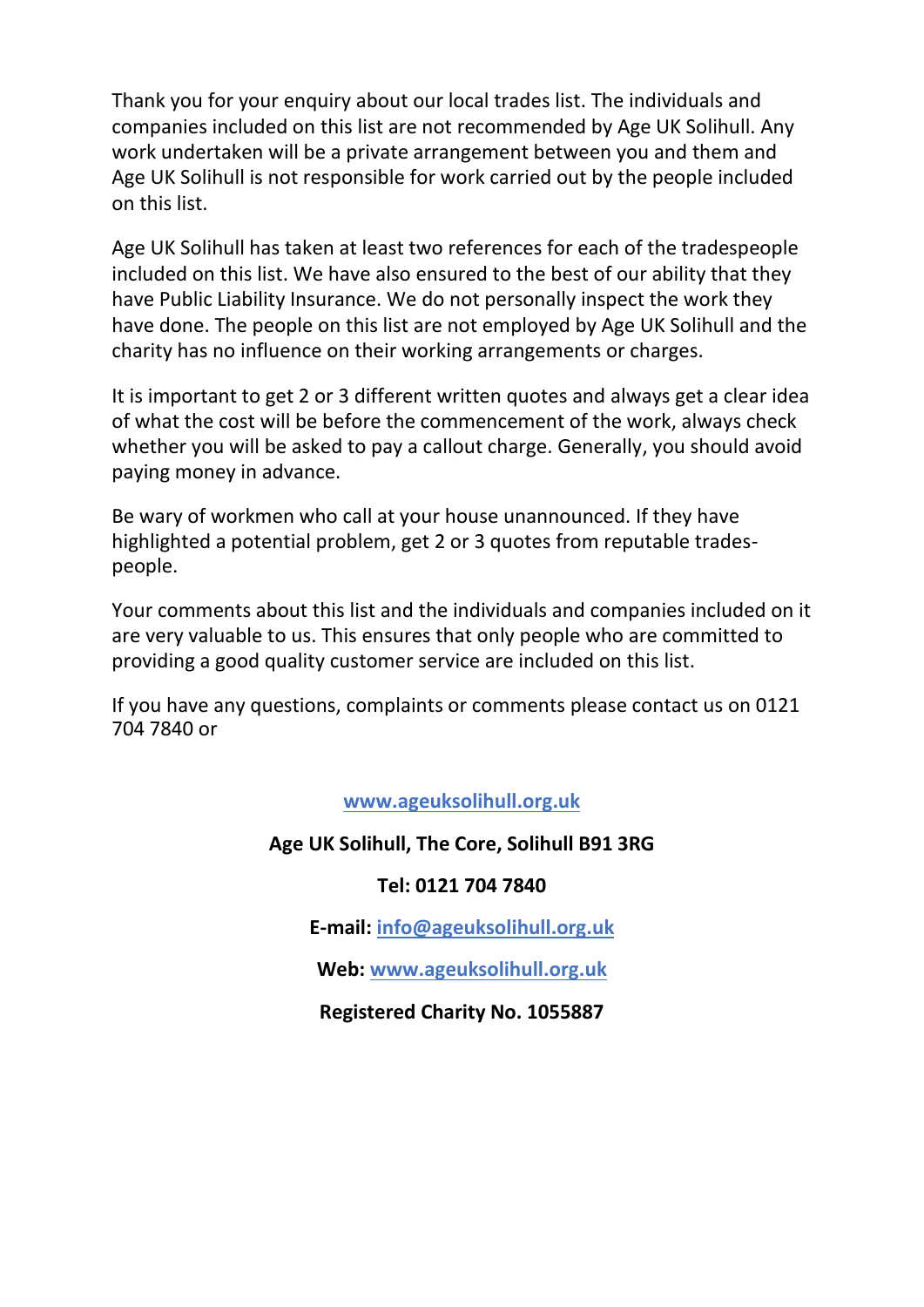Thank you for your enquiry about our local trades list. The individuals and companies included on this list are not recommended by Age UK Solihull. Any work undertaken will be a private arrangement between you and them and Age UK Solihull is not responsible for work carried out by the people included on this list.

Age UK Solihull has taken at least two references for each of the tradespeople included on this list. We have also ensured to the best of our ability that they have Public Liability Insurance. We do not personally inspect the work they have done. The people on this list are not employed by Age UK Solihull and the charity has no influence on their working arrangements or charges.

It is important to get 2 or 3 different written quotes and always get a clear idea of what the cost will be before the commencement of the work, always check whether you will be asked to pay a callout charge. Generally, you should avoid paying money in advance.

Be wary of workmen who call at your house unannounced. If they have highlighted a potential problem, get 2 or 3 quotes from reputable trades-people.

Your comments about this list and the individuals and companies included on it are very valuable to us. This ensures that only people who are committed to providing a good quality customer service are included on this list.

If you have any questions, complaints or comments please contact us on 0121 704 7840 or

**www.ageuksolihull.org.uk**

**Age UK Solihull, The Core, Solihull B91 3RG**

**Tel: 0121 704 7840**

**E-mail: info@ageuksolihull.org.uk**

**Web: www.ageuksolihull.org.uk**

**Registered Charity No. 1055887**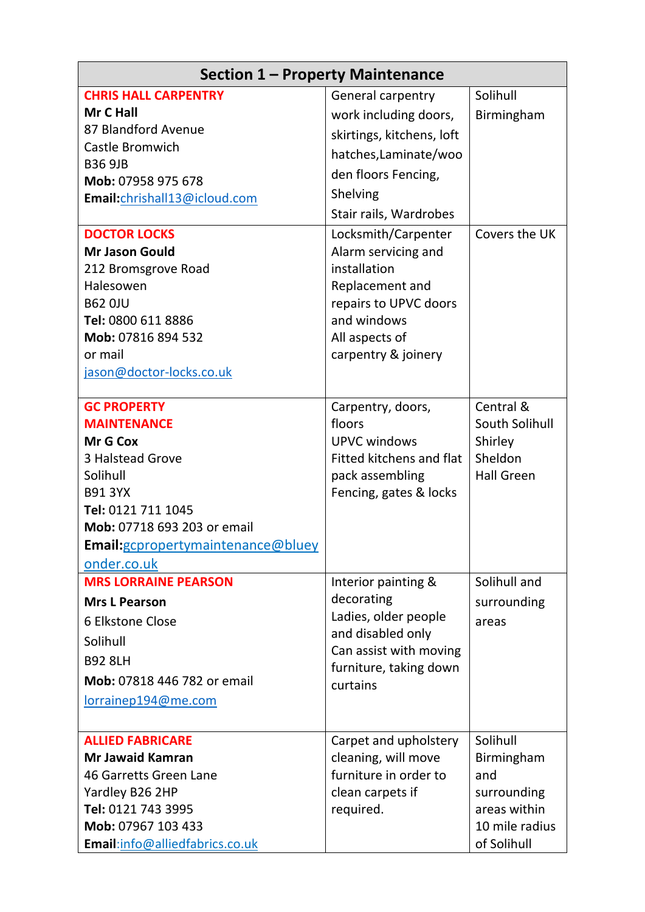| Section 1 – Property Maintenance | | |
|---|---|---|
| **CHRIS HALL CARPENTRY**<br>**Mr C Hall**<br>87 Blandford Avenue<br>Castle Bromwich<br>B36 9JB<br>**Mob:** 07958 975 678<br>**Email:**chrishall13@icloud.com | General carpentry work including doors, skirtings, kitchens, loft hatches,Laminate/wooden floors Fencing, Shelving<br>Stair rails, Wardrobes | Solihull<br>Birmingham |
| **DOCTOR LOCKS**<br>**Mr Jason Gould**<br>212 Bromsgrove Road<br>Halesowen<br>B62 0JU<br>**Tel:** 0800 611 8886<br>**Mob:** 07816 894 532<br>or mail<br>jason@doctor-locks.co.uk | Locksmith/Carpenter<br>Alarm servicing and installation<br>Replacement and repairs to UPVC doors and windows<br>All aspects of carpentry & joinery | Covers the UK |
| **GC PROPERTY MAINTENANCE**<br>**Mr G Cox**<br>3 Halstead Grove<br>Solihull<br>B91 3YX<br>**Tel:** 0121 711 1045<br>**Mob:** 07718 693 203 or email<br>**Email:**gcpropertymaintenance@blueyonder.co.uk | Carpentry, doors, floors<br>UPVC windows<br>Fitted kitchens and flat pack assembling<br>Fencing, gates & locks | Central & South Solihull<br>Shirley<br>Sheldon<br>Hall Green |
| **MRS LORRAINE PEARSON**<br>**Mrs L Pearson**<br>6 Elkstone Close<br>Solihull<br>B92 8LH<br>**Mob:** 07818 446 782 or email<br>lorrainep194@me.com | Interior painting & decorating<br>Ladies, older people and disabled only<br>Can assist with moving furniture, taking down curtains | Solihull and surrounding areas |
| **ALLIED FABRICARE**<br>**Mr Jawaid Kamran**<br>46 Garretts Green Lane<br>Yardley B26 2HP<br>**Tel:** 0121 743 3995<br>**Mob:** 07967 103 433<br>**Email**:info@alliedfabrics.co.uk | Carpet and upholstery cleaning, will move furniture in order to clean carpets if required. | Solihull<br>Birmingham and surrounding areas within 10 mile radius of Solihull |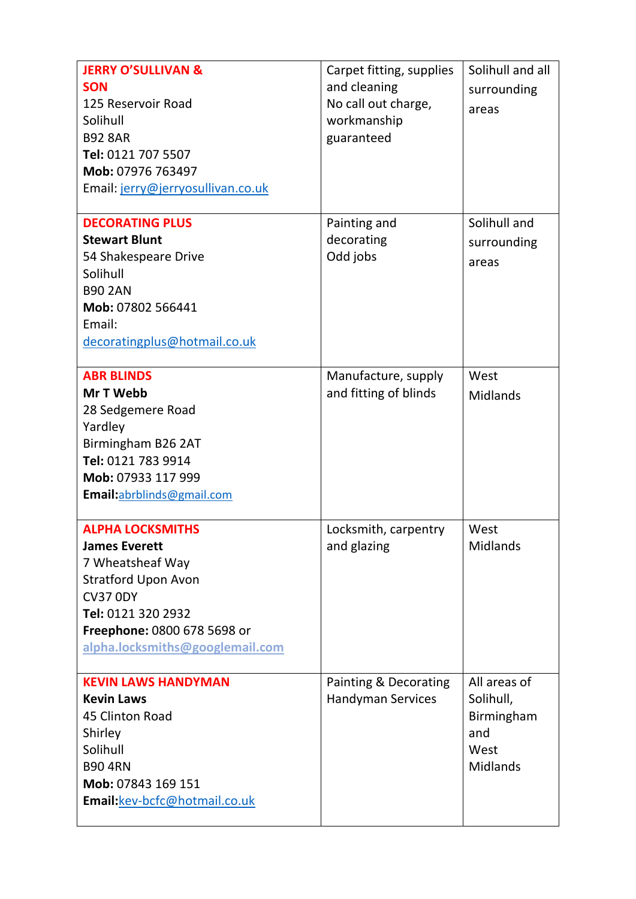| | | |
|---|---|---|
| **JERRY O'SULLIVAN & SON**<br>125 Reservoir Road<br>Solihull<br>B92 8AR<br>**Tel:** 0121 707 5507<br>**Mob:** 07976 763497<br>Email: jerry@jerryosullivan.co.uk | Carpet fitting, supplies and cleaning<br>No call out charge, workmanship guaranteed | Solihull and all surrounding areas |
| **DECORATING PLUS**<br>**Stewart Blunt**<br>54 Shakespeare Drive<br>Solihull<br>B90 2AN<br>**Mob:** 07802 566441<br>Email:<br>decoratingplus@hotmail.co.uk | Painting and decorating<br>Odd jobs | Solihull and surrounding areas |
| **ABR BLINDS**<br>**Mr T Webb**<br>28 Sedgemere Road<br>Yardley<br>Birmingham B26 2AT<br>**Tel:** 0121 783 9914<br>**Mob:** 07933 117 999<br>**Email:**abrblinds@gmail.com | Manufacture, supply and fitting of blinds | West Midlands |
| **ALPHA LOCKSMITHS**<br>**James Everett**<br>7 Wheatsheaf Way<br>Stratford Upon Avon<br>CV37 0DY<br>**Tel:** 0121 320 2932<br>**Freephone:** 0800 678 5698 or<br>alpha.locksmiths@googlemail.com | Locksmith, carpentry and glazing | West Midlands |
| **KEVIN LAWS HANDYMAN**<br>**Kevin Laws**<br>45 Clinton Road<br>Shirley<br>Solihull<br>B90 4RN<br>**Mob:** 07843 169 151<br>**Email:**kev-bcfc@hotmail.co.uk | Painting & Decorating<br>Handyman Services | All areas of Solihull, Birmingham and West Midlands |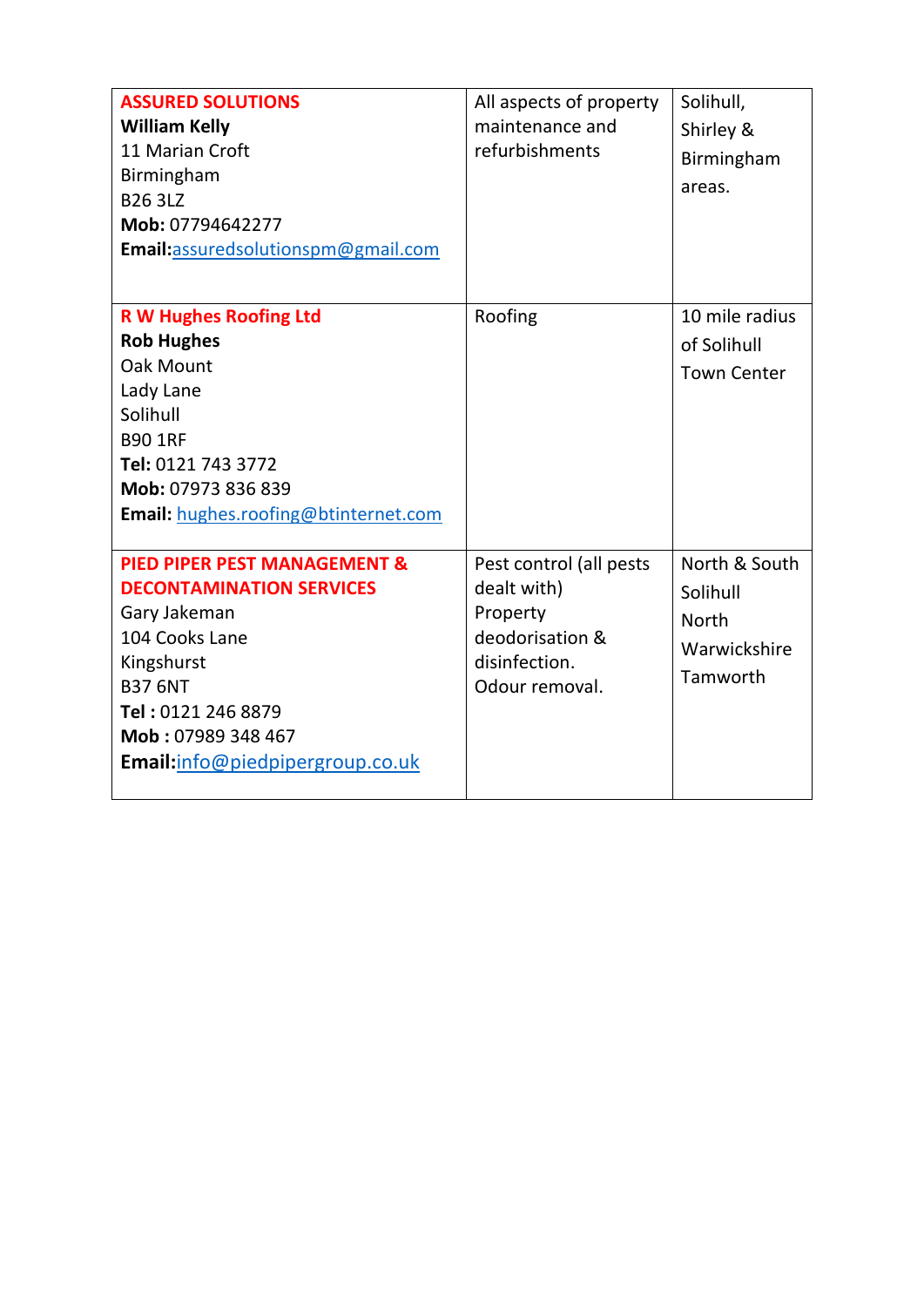| | | |
|---|---|---|
| **ASSURED SOLUTIONS**<br>**William Kelly**<br>11 Marian Croft<br>Birmingham<br>B26 3LZ<br>**Mob:** 07794642277<br>**Email:**assuredsolutionspm@gmail.com | All aspects of property maintenance and refurbishments | Solihull, Shirley & Birmingham areas. |
| **R W Hughes Roofing Ltd**<br>**Rob Hughes**<br>Oak Mount<br>Lady Lane<br>Solihull<br>B90 1RF<br>**Tel:** 0121 743 3772<br>**Mob:** 07973 836 839<br>**Email:** hughes.roofing@btinternet.com | Roofing | 10 mile radius of Solihull Town Center |
| **PIED PIPER PEST MANAGEMENT & DECONTAMINATION SERVICES**<br>Gary Jakeman<br>104 Cooks Lane<br>Kingshurst<br>B37 6NT<br>**Tel :** 0121 246 8879<br>**Mob :** 07989 348 467<br>**Email:**info@piedpipergroup.co.uk | Pest control (all pests dealt with)<br>Property deodorisation & disinfection.<br>Odour removal. | North & South Solihull<br>North Warwickshire<br>Tamworth |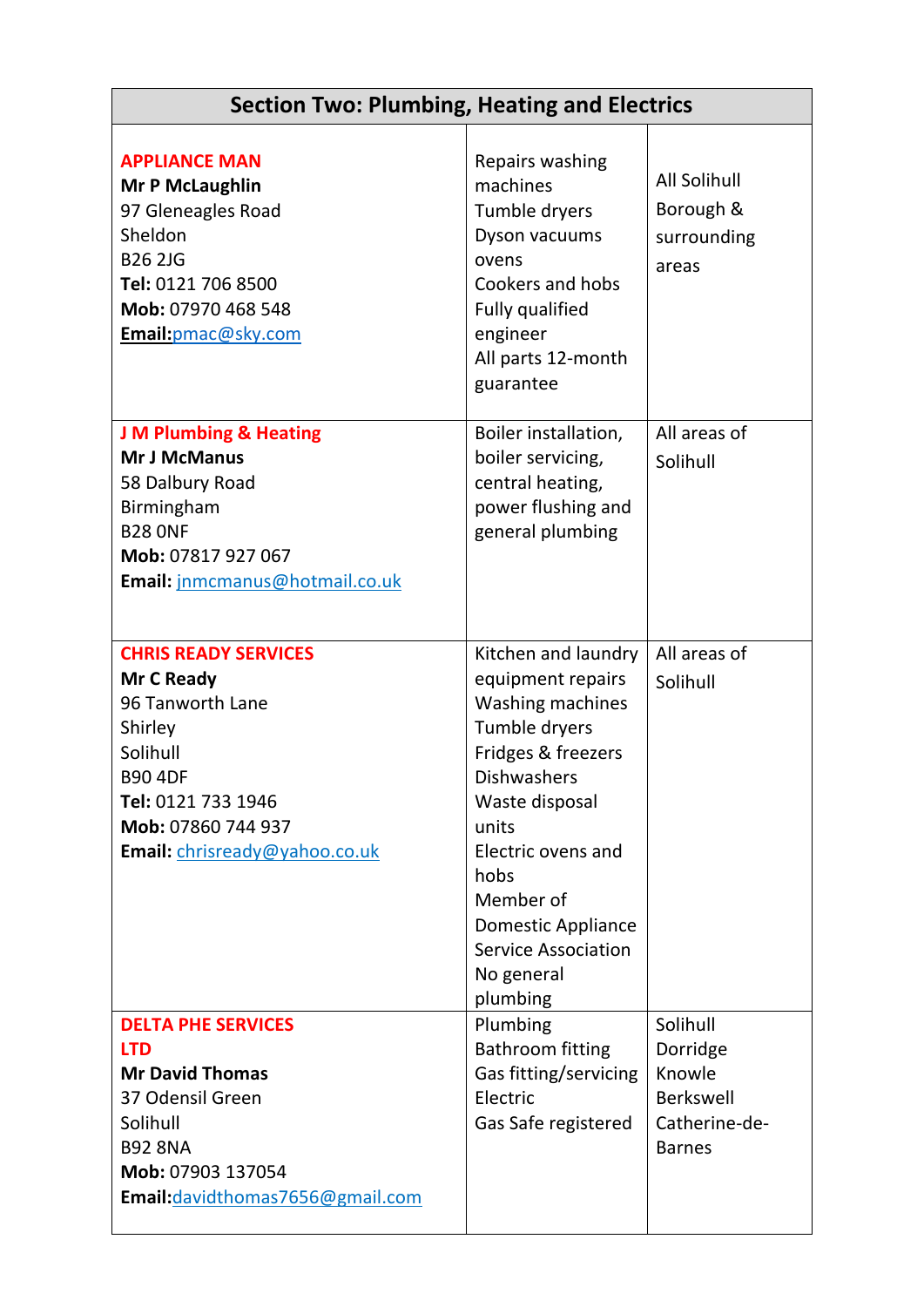| Section Two: Plumbing, Heating and Electrics | | |
|---|---|---|
| **APPLIANCE MAN**<br>**Mr P McLaughlin**<br>97 Gleneagles Road<br>Sheldon<br>B26 2JG<br>**Tel:** 0121 706 8500<br>**Mob:** 07970 468 548<br>**Email:**pmac@sky.com | Repairs washing machines<br>Tumble dryers<br>Dyson vacuums<br>ovens<br>Cookers and hobs<br>Fully qualified engineer<br>All parts 12-month guarantee | All Solihull Borough & surrounding areas |
| **J M Plumbing & Heating**<br>**Mr J McManus**<br>58 Dalbury Road<br>Birmingham<br>B28 0NF<br>**Mob:** 07817 927 067<br>**Email:** jnmcmanus@hotmail.co.uk | Boiler installation, boiler servicing, central heating, power flushing and general plumbing | All areas of Solihull |
| **CHRIS READY SERVICES**<br>**Mr C Ready**<br>96 Tanworth Lane<br>Shirley<br>Solihull<br>B90 4DF<br>**Tel:** 0121 733 1946<br>**Mob:** 07860 744 937<br>**Email:** chrisready@yahoo.co.uk | Kitchen and laundry equipment repairs<br>Washing machines<br>Tumble dryers<br>Fridges & freezers<br>Dishwashers<br>Waste disposal units<br>Electric ovens and hobs<br>Member of Domestic Appliance Service Association<br>No general plumbing | All areas of Solihull |
| **DELTA PHE SERVICES LTD**<br>**Mr David Thomas**<br>37 Odensil Green<br>Solihull<br>B92 8NA<br>**Mob:** 07903 137054<br>**Email:**davidthomas7656@gmail.com | Plumbing<br>Bathroom fitting<br>Gas fitting/servicing<br>Electric<br>Gas Safe registered | Solihull<br>Dorridge<br>Knowle<br>Berkswell<br>Catherine-de-Barnes |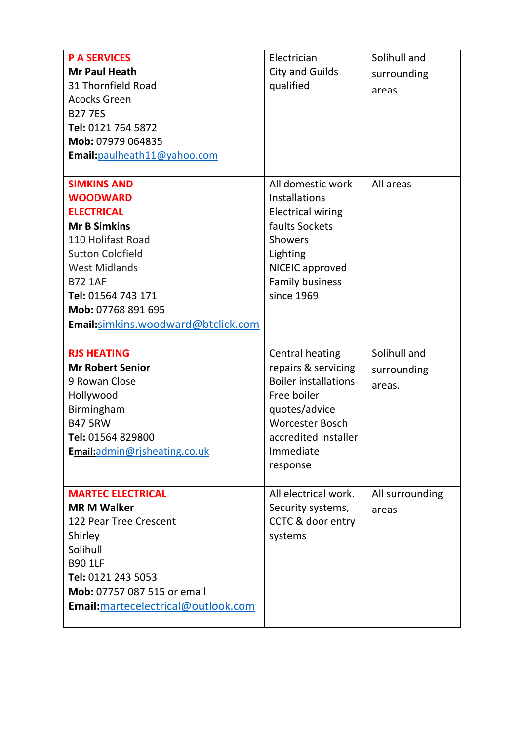| | | |
|---|---|---|
| **P A SERVICES**<br>**Mr Paul Heath**<br>31 Thornfield Road<br>Acocks Green<br>B27 7ES<br>**Tel:** 0121 764 5872<br>**Mob:** 07979 064835<br>**Email:**paulheath11@yahoo.com | Electrician<br>City and Guilds qualified | Solihull and surrounding areas |
| **SIMKINS AND WOODWARD ELECTRICAL**<br>**Mr B Simkins**<br>110 Holifast Road<br>Sutton Coldfield<br>West Midlands<br>B72 1AF<br>**Tel:** 01564 743 171<br>**Mob:** 07768 891 695<br>**Email:**simkins.woodward@btclick.com | All domestic work<br>Installations<br>Electrical wiring faults Sockets<br>Showers<br>Lighting<br>NICEIC approved<br>Family business since 1969 | All areas |
| **RJS HEATING**<br>**Mr Robert Senior**<br>9 Rowan Close<br>Hollywood<br>Birmingham<br>B47 5RW<br>**Tel:** 01564 829800<br>**Email:**admin@rjsheating.co.uk | Central heating repairs & servicing<br>Boiler installations<br>Free boiler quotes/advice<br>Worcester Bosch accredited installer<br>Immediate response | Solihull and surrounding areas. |
| **MARTEC ELECTRICAL**<br>**MR M Walker**<br>122 Pear Tree Crescent<br>Shirley<br>Solihull<br>B90 1LF<br>**Tel:** 0121 243 5053<br>**Mob:** 07757 087 515 or email<br>**Email:**martecelectrical@outlook.com | All electrical work.<br>Security systems, CCTC & door entry systems | All surrounding areas |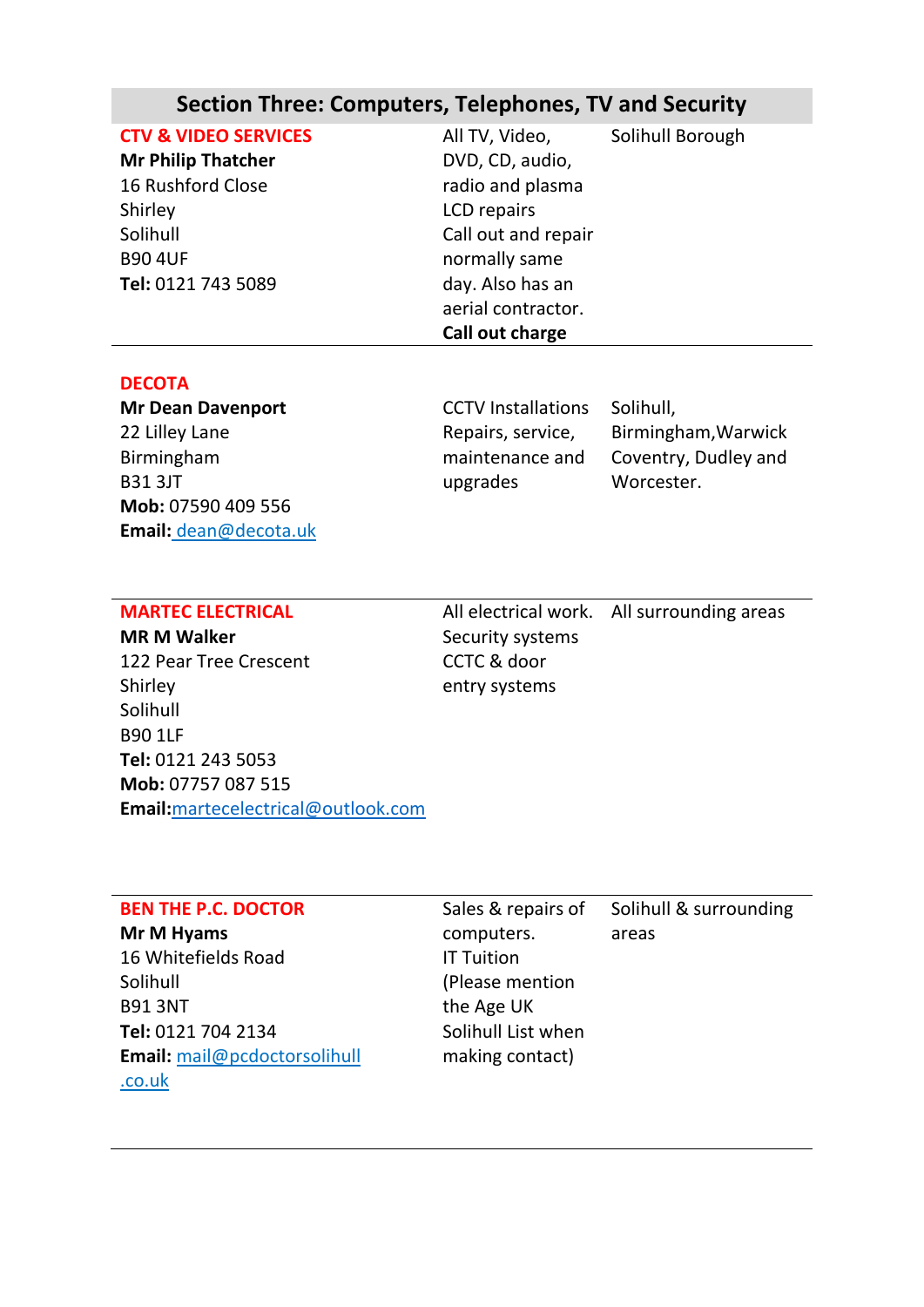## Section Three: Computers, Telephones, TV and Security

| Contact | Services | Area |
|---|---|---|
| **CTV & VIDEO SERVICES**<br>**Mr Philip Thatcher**<br>16 Rushford Close<br>Shirley<br>Solihull<br>B90 4UF<br>**Tel:** 0121 743 5089 | All TV, Video, DVD, CD, audio, radio and plasma LCD repairs<br>Call out and repair normally same day. Also has an aerial contractor.<br>**Call out charge** | Solihull Borough |
| **DECOTA**<br>**Mr Dean Davenport**<br>22 Lilley Lane<br>Birmingham<br>B31 3JT<br>**Mob:** 07590 409 556<br>**Email:** dean@decota.uk | CCTV Installations<br>Repairs, service, maintenance and upgrades | Solihull, Birmingham,Warwick Coventry, Dudley and Worcester. |
| **MARTEC ELECTRICAL**<br>**MR M Walker**<br>122 Pear Tree Crescent<br>Shirley<br>Solihull<br>B90 1LF<br>**Tel:** 0121 243 5053<br>**Mob:** 07757 087 515<br>**Email:**martecelectrical@outlook.com | All electrical work.<br>Security systems<br>CCTC & door entry systems | All surrounding areas |
| **BEN THE P.C. DOCTOR**<br>**Mr M Hyams**<br>16 Whitefields Road<br>Solihull<br>B91 3NT<br>**Tel:** 0121 704 2134<br>**Email:** mail@pcdoctorsolihull.co.uk | Sales & repairs of computers.<br>IT Tuition<br>(Please mention the Age UK Solihull List when making contact) | Solihull & surrounding areas |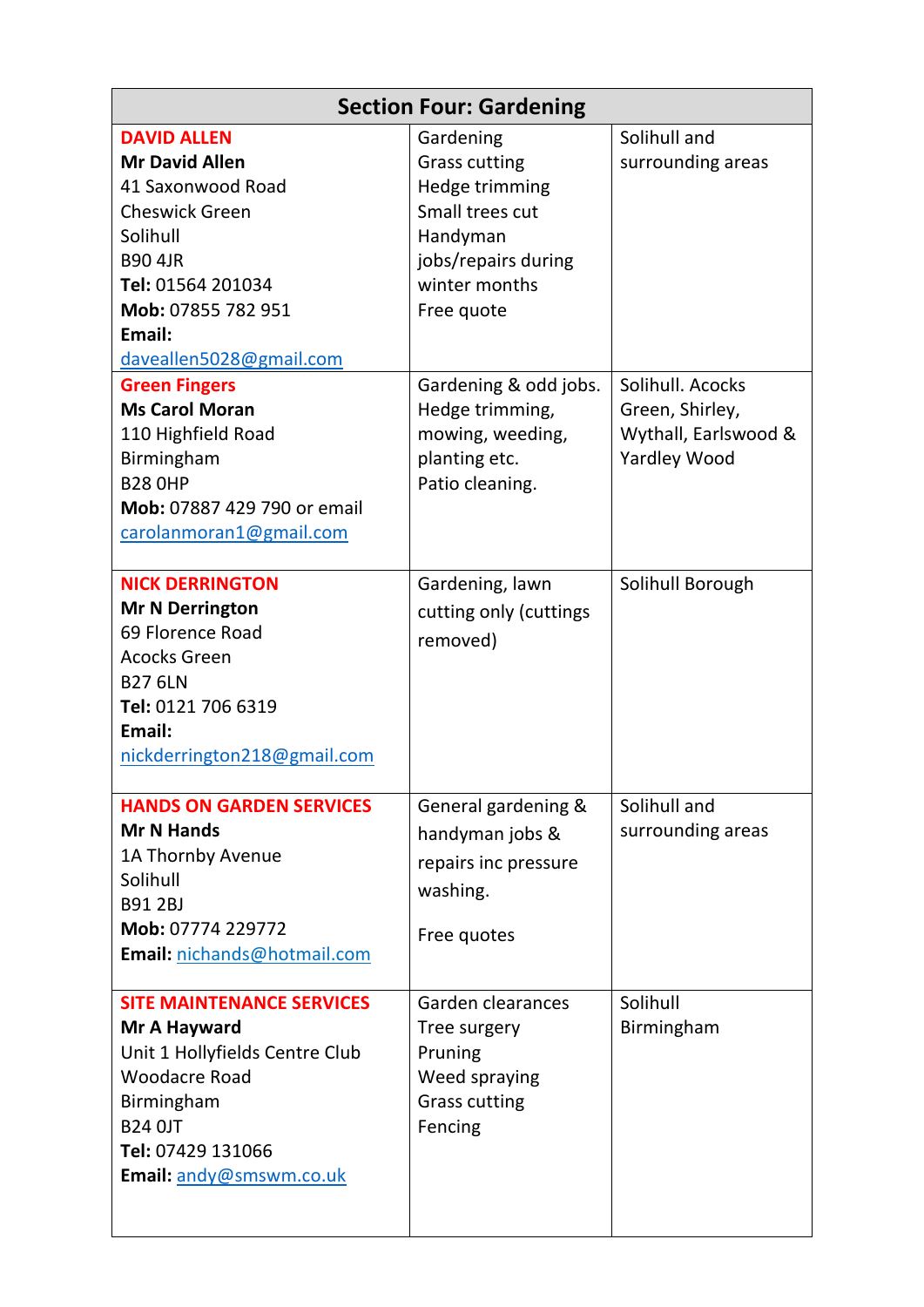| Section Four: Gardening | | |
|---|---|---|
| **DAVID ALLEN**<br>**Mr David Allen**<br>41 Saxonwood Road<br>Cheswick Green<br>Solihull<br>B90 4JR<br>**Tel:** 01564 201034<br>**Mob:** 07855 782 951<br>**Email:**<br>daveallen5028@gmail.com | Gardening<br>Grass cutting<br>Hedge trimming<br>Small trees cut<br>Handyman jobs/repairs during winter months<br>Free quote | Solihull and surrounding areas |
| **Green Fingers**<br>**Ms Carol Moran**<br>110 Highfield Road<br>Birmingham<br>B28 0HP<br>**Mob:** 07887 429 790 or email<br>carolanmoran1@gmail.com | Gardening & odd jobs. Hedge trimming, mowing, weeding, planting etc.<br>Patio cleaning. | Solihull. Acocks Green, Shirley, Wythall, Earlswood & Yardley Wood |
| **NICK DERRINGTON**<br>**Mr N Derrington**<br>69 Florence Road<br>Acocks Green<br>B27 6LN<br>**Tel:** 0121 706 6319<br>**Email:**<br>nickderrington218@gmail.com | Gardening, lawn cutting only (cuttings removed) | Solihull Borough |
| **HANDS ON GARDEN SERVICES**<br>**Mr N Hands**<br>1A Thornby Avenue<br>Solihull<br>B91 2BJ<br>**Mob:** 07774 229772<br>**Email:** nichands@hotmail.com | General gardening & handyman jobs & repairs inc pressure washing.<br><br>Free quotes | Solihull and surrounding areas |
| **SITE MAINTENANCE SERVICES**<br>**Mr A Hayward**<br>Unit 1 Hollyfields Centre Club<br>Woodacre Road<br>Birmingham<br>B24 0JT<br>**Tel:** 07429 131066<br>**Email:** andy@smswm.co.uk | Garden clearances<br>Tree surgery<br>Pruning<br>Weed spraying<br>Grass cutting<br>Fencing | Solihull<br>Birmingham |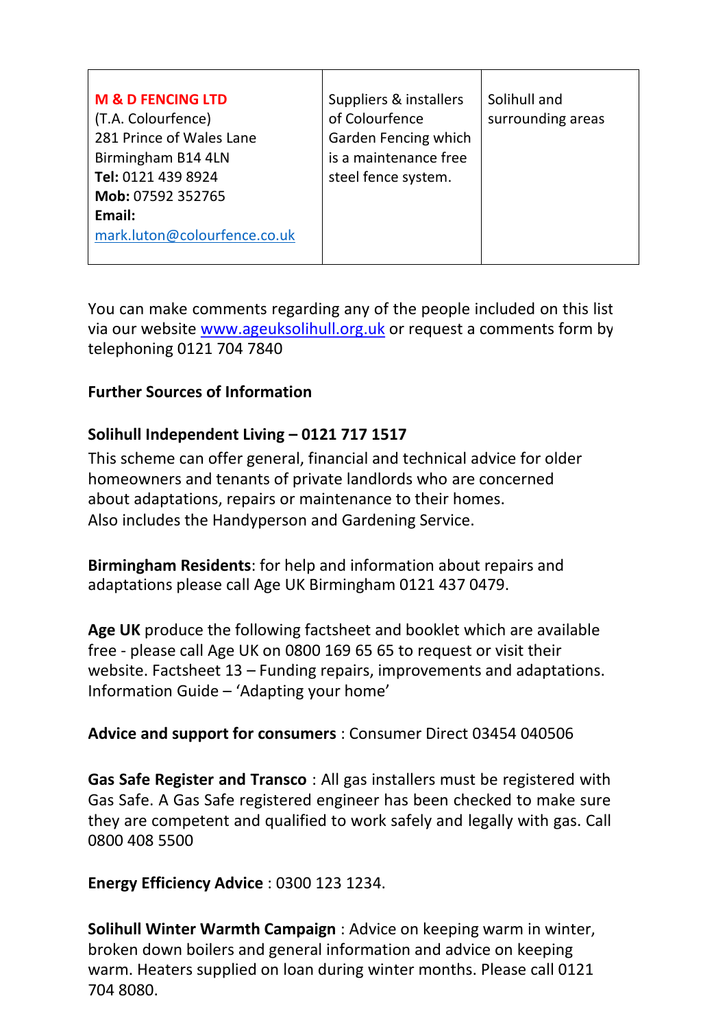| | | |
|---|---|---|
| **M & D FENCING LTD**<br>(T.A. Colourfence)<br>281 Prince of Wales Lane<br>Birmingham B14 4LN<br>**Tel:** 0121 439 8924<br>**Mob:** 07592 352765<br>**Email:**<br>mark.luton@colourfence.co.uk | Suppliers & installers of Colourfence Garden Fencing which is a maintenance free steel fence system. | Solihull and surrounding areas |

You can make comments regarding any of the people included on this list via our website www.ageuksolihull.org.uk or request a comments form by telephoning 0121 704 7840

**Further Sources of Information**

**Solihull Independent Living – 0121 717 1517**

This scheme can offer general, financial and technical advice for older homeowners and tenants of private landlords who are concerned about adaptations, repairs or maintenance to their homes.
Also includes the Handyperson and Gardening Service.

**Birmingham Residents**: for help and information about repairs and adaptations please call Age UK Birmingham 0121 437 0479.

**Age UK** produce the following factsheet and booklet which are available free - please call Age UK on 0800 169 65 65 to request or visit their website. Factsheet 13 – Funding repairs, improvements and adaptations. Information Guide – 'Adapting your home'

**Advice and support for consumers** : Consumer Direct 03454 040506

**Gas Safe Register and Transco** : All gas installers must be registered with Gas Safe. A Gas Safe registered engineer has been checked to make sure they are competent and qualified to work safely and legally with gas. Call 0800 408 5500

**Energy Efficiency Advice** : 0300 123 1234.

**Solihull Winter Warmth Campaign** : Advice on keeping warm in winter, broken down boilers and general information and advice on keeping warm. Heaters supplied on loan during winter months. Please call 0121 704 8080.